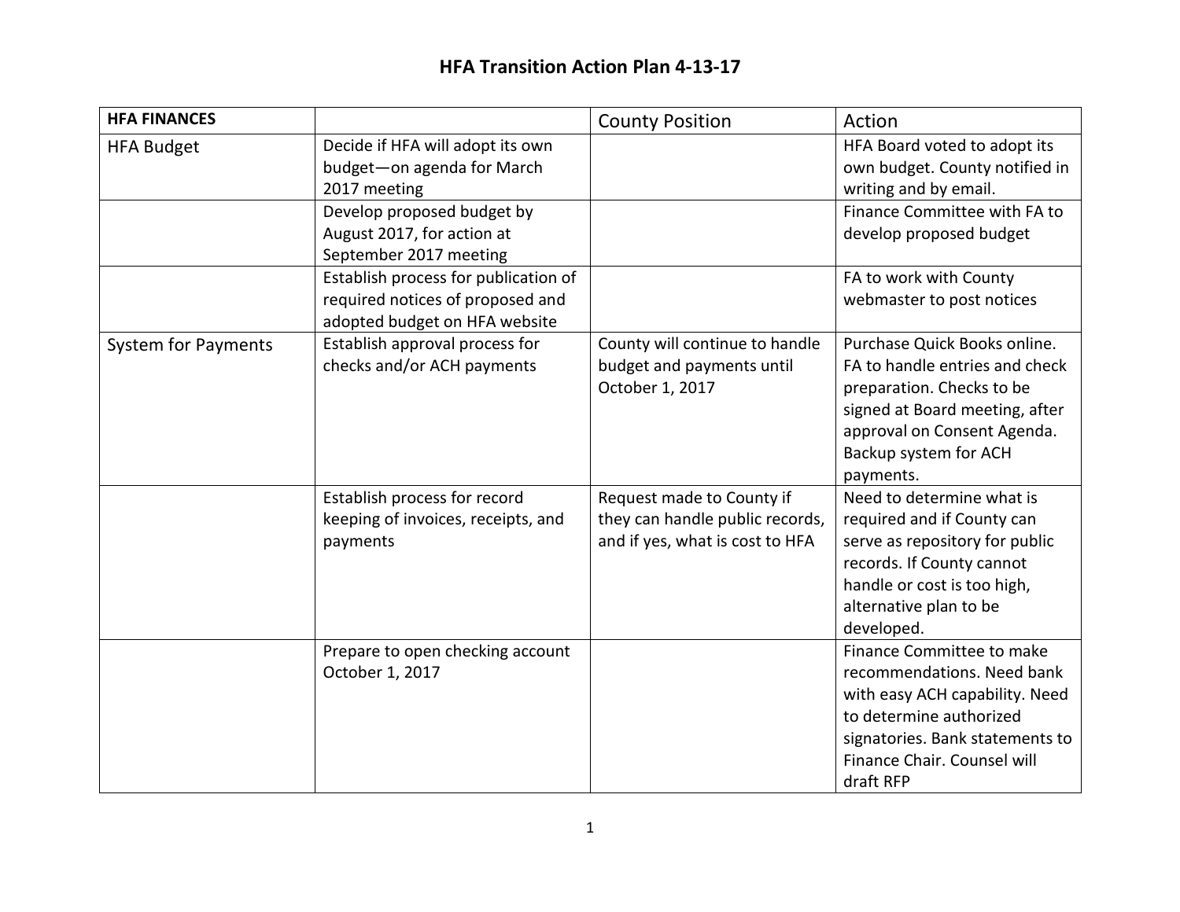# HFA Transition Action Plan 4-13-17

| HFA FINANCES | | County Position | Action |
|---|---|---|---|
| HFA Budget | Decide if HFA will adopt its own budget—on agenda for March 2017 meeting | | HFA Board voted to adopt its own budget. County notified in writing and by email. |
| | Develop proposed budget by August 2017, for action at September 2017 meeting | | Finance Committee with FA to develop proposed budget |
| | Establish process for publication of required notices of proposed and adopted budget on HFA website | | FA to work with County webmaster to post notices |
| System for Payments | Establish approval process for checks and/or ACH payments | County will continue to handle budget and payments until October 1, 2017 | Purchase Quick Books online. FA to handle entries and check preparation. Checks to be signed at Board meeting, after approval on Consent Agenda. Backup system for ACH payments. |
| | Establish process for record keeping of invoices, receipts, and payments | Request made to County if they can handle public records, and if yes, what is cost to HFA | Need to determine what is required and if County can serve as repository for public records. If County cannot handle or cost is too high, alternative plan to be developed. |
| | Prepare to open checking account October 1, 2017 | | Finance Committee to make recommendations. Need bank with easy ACH capability. Need to determine authorized signatories. Bank statements to Finance Chair. Counsel will draft RFP |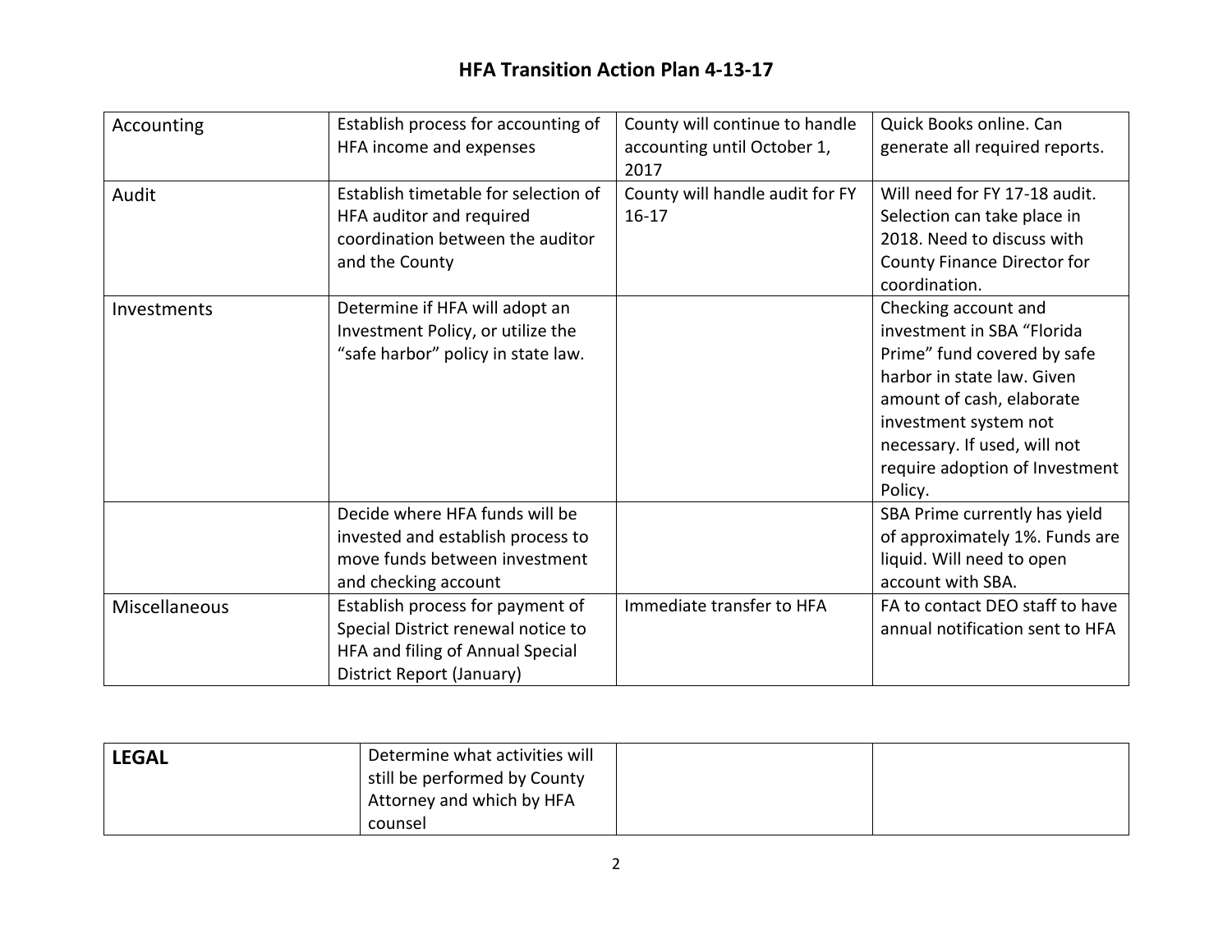# HFA Transition Action Plan 4-13-17

| | | | |
|---|---|---|---|
| Accounting | Establish process for accounting of HFA income and expenses | County will continue to handle accounting until October 1, 2017 | Quick Books online. Can generate all required reports. |
| Audit | Establish timetable for selection of HFA auditor and required coordination between the auditor and the County | County will handle audit for FY 16-17 | Will need for FY 17-18 audit. Selection can take place in 2018. Need to discuss with County Finance Director for coordination. |
| Investments | Determine if HFA will adopt an Investment Policy, or utilize the "safe harbor" policy in state law. | | Checking account and investment in SBA "Florida Prime" fund covered by safe harbor in state law. Given amount of cash, elaborate investment system not necessary. If used, will not require adoption of Investment Policy. |
| | Decide where HFA funds will be invested and establish process to move funds between investment and checking account | | SBA Prime currently has yield of approximately 1%. Funds are liquid. Will need to open account with SBA. |
| Miscellaneous | Establish process for payment of Special District renewal notice to HFA and filing of Annual Special District Report (January) | Immediate transfer to HFA | FA to contact DEO staff to have annual notification sent to HFA |

| | | | |
|---|---|---|---|
| **LEGAL** | Determine what activities will still be performed by County Attorney and which by HFA counsel | | |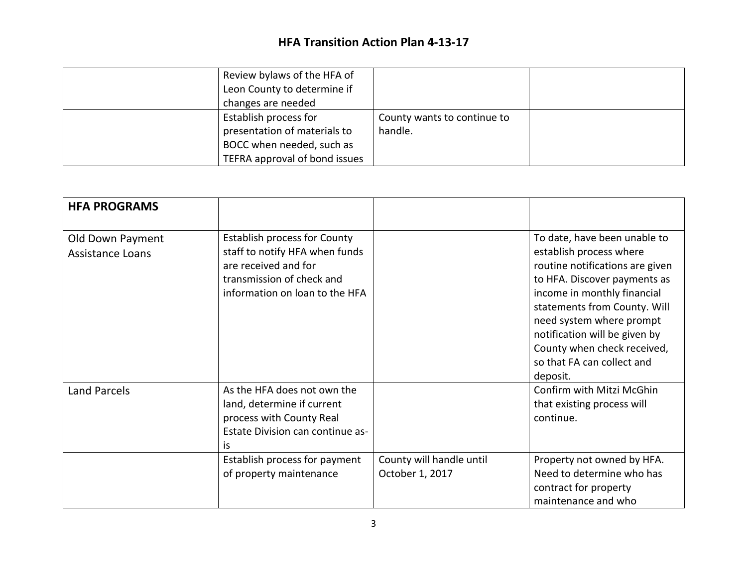| | Review bylaws of the HFA of Leon County to determine if changes are needed | | |
|---|---|---|---|
| | Establish process for presentation of materials to BOCC when needed, such as TEFRA approval of bond issues | County wants to continue to handle. | |

| **HFA PROGRAMS** | | | |
|---|---|---|---|
| Old Down Payment Assistance Loans | Establish process for County staff to notify HFA when funds are received and for transmission of check and information on loan to the HFA | | To date, have been unable to establish process where routine notifications are given to HFA. Discover payments as income in monthly financial statements from County. Will need system where prompt notification will be given by County when check received, so that FA can collect and deposit. |
| Land Parcels | As the HFA does not own the land, determine if current process with County Real Estate Division can continue as-is | | Confirm with Mitzi McGhin that existing process will continue. |
| | Establish process for payment of property maintenance | County will handle until October 1, 2017 | Property not owned by HFA. Need to determine who has contract for property maintenance and who |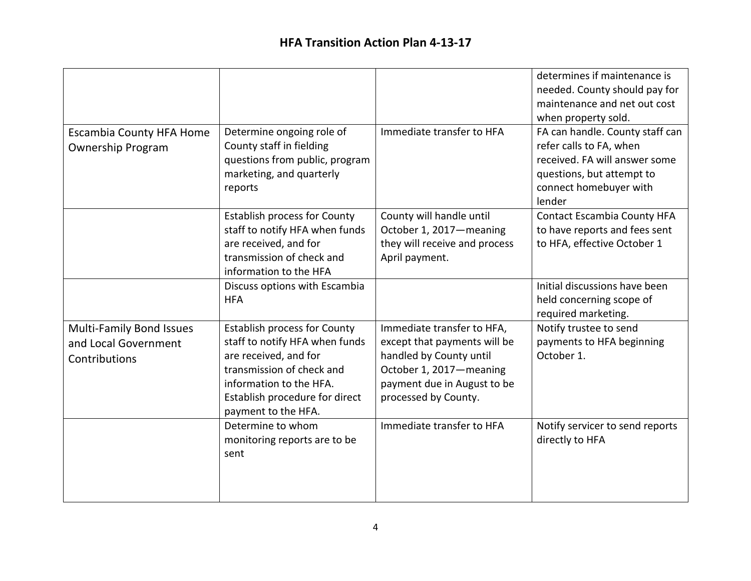# HFA Transition Action Plan 4-13-17

| | | | |
|---|---|---|---|
| | | | determines if maintenance is needed. County should pay for maintenance and net out cost when property sold. |
| Escambia County HFA Home Ownership Program | Determine ongoing role of County staff in fielding questions from public, program marketing, and quarterly reports | Immediate transfer to HFA | FA can handle. County staff can refer calls to FA, when received. FA will answer some questions, but attempt to connect homebuyer with lender |
| | Establish process for County staff to notify HFA when funds are received, and for transmission of check and information to the HFA | County will handle until October 1, 2017—meaning they will receive and process April payment. | Contact Escambia County HFA to have reports and fees sent to HFA, effective October 1 |
| | Discuss options with Escambia HFA | | Initial discussions have been held concerning scope of required marketing. |
| Multi-Family Bond Issues and Local Government Contributions | Establish process for County staff to notify HFA when funds are received, and for transmission of check and information to the HFA. Establish procedure for direct payment to the HFA. | Immediate transfer to HFA, except that payments will be handled by County until October 1, 2017—meaning payment due in August to be processed by County. | Notify trustee to send payments to HFA beginning October 1. |
| | Determine to whom monitoring reports are to be sent | Immediate transfer to HFA | Notify servicer to send reports directly to HFA |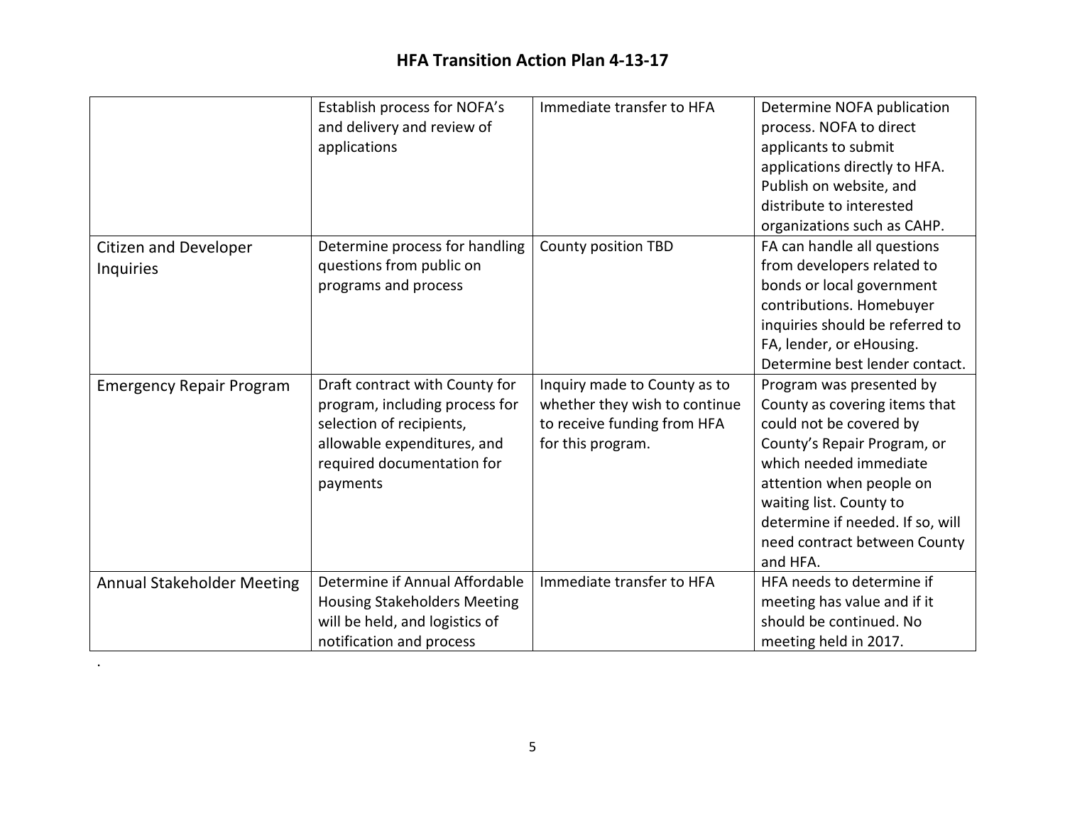# HFA Transition Action Plan 4-13-17

| | | | |
|---|---|---|---|
| | Establish process for NOFA's and delivery and review of applications | Immediate transfer to HFA | Determine NOFA publication process. NOFA to direct applicants to submit applications directly to HFA. Publish on website, and distribute to interested organizations such as CAHP. |
| Citizen and Developer Inquiries | Determine process for handling questions from public on programs and process | County position TBD | FA can handle all questions from developers related to bonds or local government contributions. Homebuyer inquiries should be referred to FA, lender, or eHousing. Determine best lender contact. |
| Emergency Repair Program | Draft contract with County for program, including process for selection of recipients, allowable expenditures, and required documentation for payments | Inquiry made to County as to whether they wish to continue to receive funding from HFA for this program. | Program was presented by County as covering items that could not be covered by County's Repair Program, or which needed immediate attention when people on waiting list. County to determine if needed. If so, will need contract between County and HFA. |
| Annual Stakeholder Meeting | Determine if Annual Affordable Housing Stakeholders Meeting will be held, and logistics of notification and process | Immediate transfer to HFA | HFA needs to determine if meeting has value and if it should be continued. No meeting held in 2017. |

.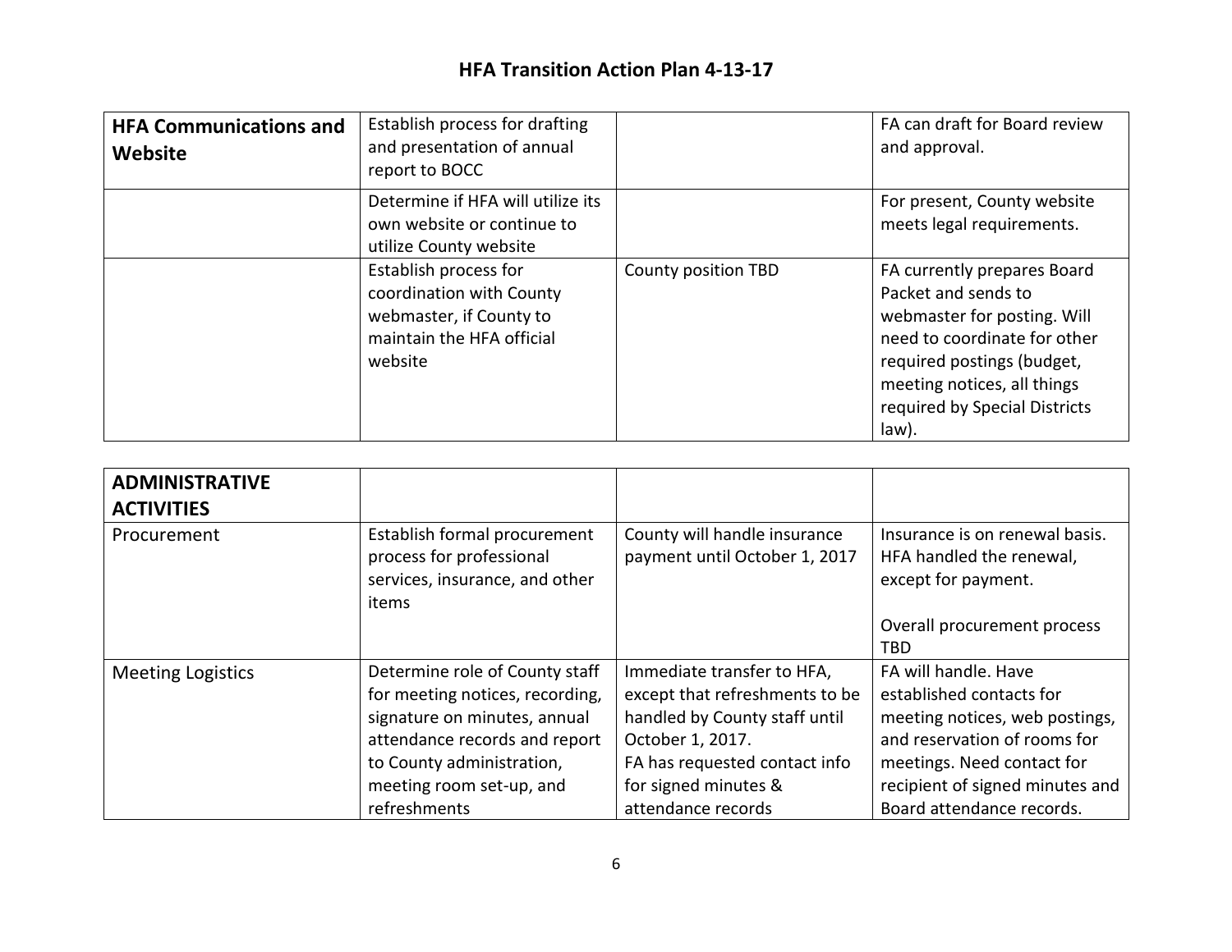| **HFA Communications and Website** | Establish process for drafting and presentation of annual report to BOCC | | FA can draft for Board review and approval. |
|---|---|---|---|
| | Determine if HFA will utilize its own website or continue to utilize County website | | For present, County website meets legal requirements. |
| | Establish process for coordination with County webmaster, if County to maintain the HFA official website | County position TBD | FA currently prepares Board Packet and sends to webmaster for posting. Will need to coordinate for other required postings (budget, meeting notices, all things required by Special Districts law). |

| **ADMINISTRATIVE ACTIVITIES** | | | |
|---|---|---|---|
| Procurement | Establish formal procurement process for professional services, insurance, and other items | County will handle insurance payment until October 1, 2017 | Insurance is on renewal basis. HFA handled the renewal, except for payment.<br><br>Overall procurement process TBD |
| Meeting Logistics | Determine role of County staff for meeting notices, recording, signature on minutes, annual attendance records and report to County administration, meeting room set-up, and refreshments | Immediate transfer to HFA, except that refreshments to be handled by County staff until October 1, 2017.<br>FA has requested contact info for signed minutes & attendance records | FA will handle. Have established contacts for meeting notices, web postings, and reservation of rooms for meetings. Need contact for recipient of signed minutes and Board attendance records. |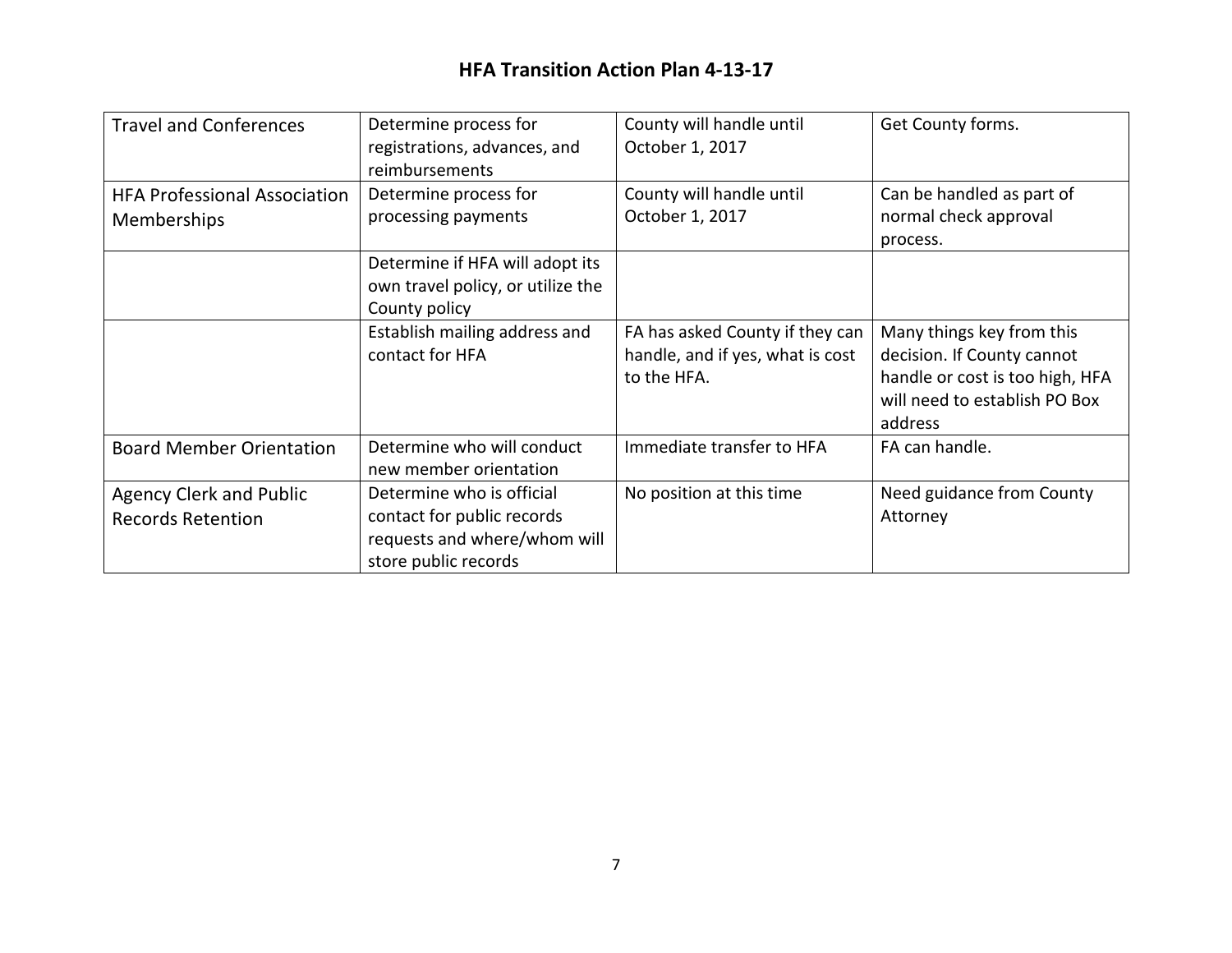# HFA Transition Action Plan 4-13-17

| | | | |
|---|---|---|---|
| Travel and Conferences | Determine process for registrations, advances, and reimbursements | County will handle until October 1, 2017 | Get County forms. |
| HFA Professional Association Memberships | Determine process for processing payments | County will handle until October 1, 2017 | Can be handled as part of normal check approval process. |
| | Determine if HFA will adopt its own travel policy, or utilize the County policy | | |
| | Establish mailing address and contact for HFA | FA has asked County if they can handle, and if yes, what is cost to the HFA. | Many things key from this decision. If County cannot handle or cost is too high, HFA will need to establish PO Box address |
| Board Member Orientation | Determine who will conduct new member orientation | Immediate transfer to HFA | FA can handle. |
| Agency Clerk and Public Records Retention | Determine who is official contact for public records requests and where/whom will store public records | No position at this time | Need guidance from County Attorney |